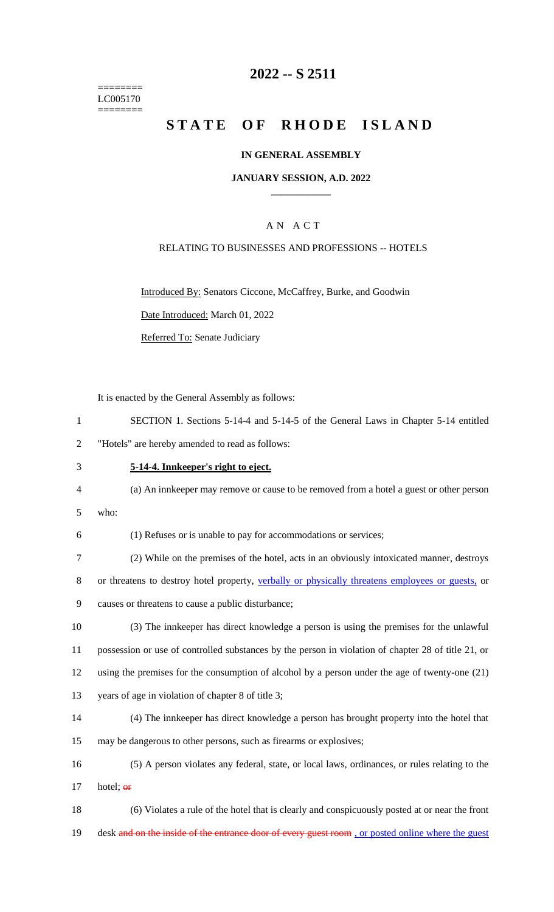========
LC005170
========

# 2022 -- S 2511

# STATE OF RHODE ISLAND

**IN GENERAL ASSEMBLY**

**JANUARY SESSION, A.D. 2022**

A N A C T

RELATING TO BUSINESSES AND PROFESSIONS -- HOTELS

Introduced By: Senators Ciccone, McCaffrey, Burke, and Goodwin

Date Introduced: March 01, 2022

Referred To: Senate Judiciary

It is enacted by the General Assembly as follows:

1 SECTION 1. Sections 5-14-4 and 5-14-5 of the General Laws in Chapter 5-14 entitled
2 "Hotels" are hereby amended to read as follows:

3 **5-14-4. Innkeeper's right to eject.**

4 (a) An innkeeper may remove or cause to be removed from a hotel a guest or other person
5 who:

6 (1) Refuses or is unable to pay for accommodations or services;

7 (2) While on the premises of the hotel, acts in an obviously intoxicated manner, destroys
8 or threatens to destroy hotel property, verbally or physically threatens employees or guests, or
9 causes or threatens to cause a public disturbance;

10 (3) The innkeeper has direct knowledge a person is using the premises for the unlawful
11 possession or use of controlled substances by the person in violation of chapter 28 of title 21, or
12 using the premises for the consumption of alcohol by a person under the age of twenty-one (21)
13 years of age in violation of chapter 8 of title 3;

14 (4) The innkeeper has direct knowledge a person has brought property into the hotel that
15 may be dangerous to other persons, such as firearms or explosives;

16 (5) A person violates any federal, state, or local laws, ordinances, or rules relating to the
17 hotel; ~~or~~

18 (6) Violates a rule of the hotel that is clearly and conspicuously posted at or near the front
19 desk ~~and on the inside of the entrance door of every guest room~~ , or posted online where the guest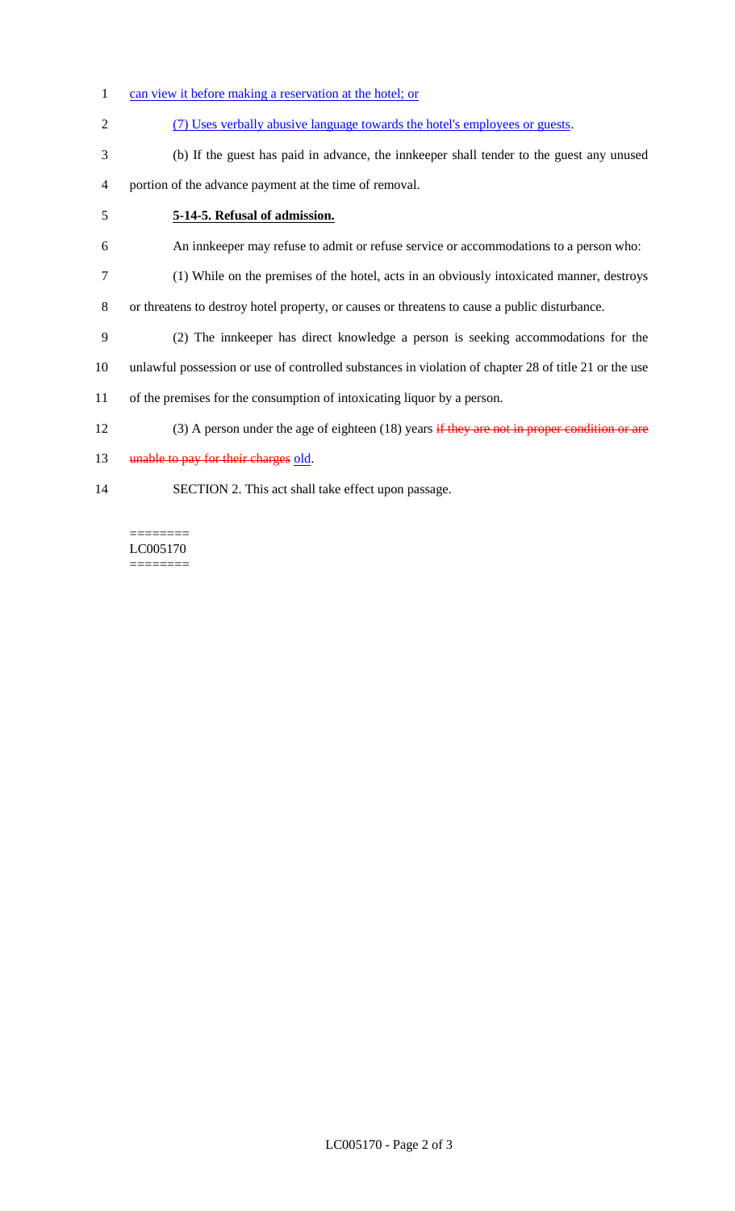can view it before making a reservation at the hotel; or

(7) Uses verbally abusive language towards the hotel's employees or guests.

(b) If the guest has paid in advance, the innkeeper shall tender to the guest any unused portion of the advance payment at the time of removal.

**5-14-5. Refusal of admission.**

An innkeeper may refuse to admit or refuse service or accommodations to a person who:

(1) While on the premises of the hotel, acts in an obviously intoxicated manner, destroys or threatens to destroy hotel property, or causes or threatens to cause a public disturbance.

(2) The innkeeper has direct knowledge a person is seeking accommodations for the unlawful possession or use of controlled substances in violation of chapter 28 of title 21 or the use of the premises for the consumption of intoxicating liquor by a person.

(3) A person under the age of eighteen (18) years ~~if they are not in proper condition or are unable to pay for their charges~~ old.

SECTION 2. This act shall take effect upon passage.

========
LC005170
========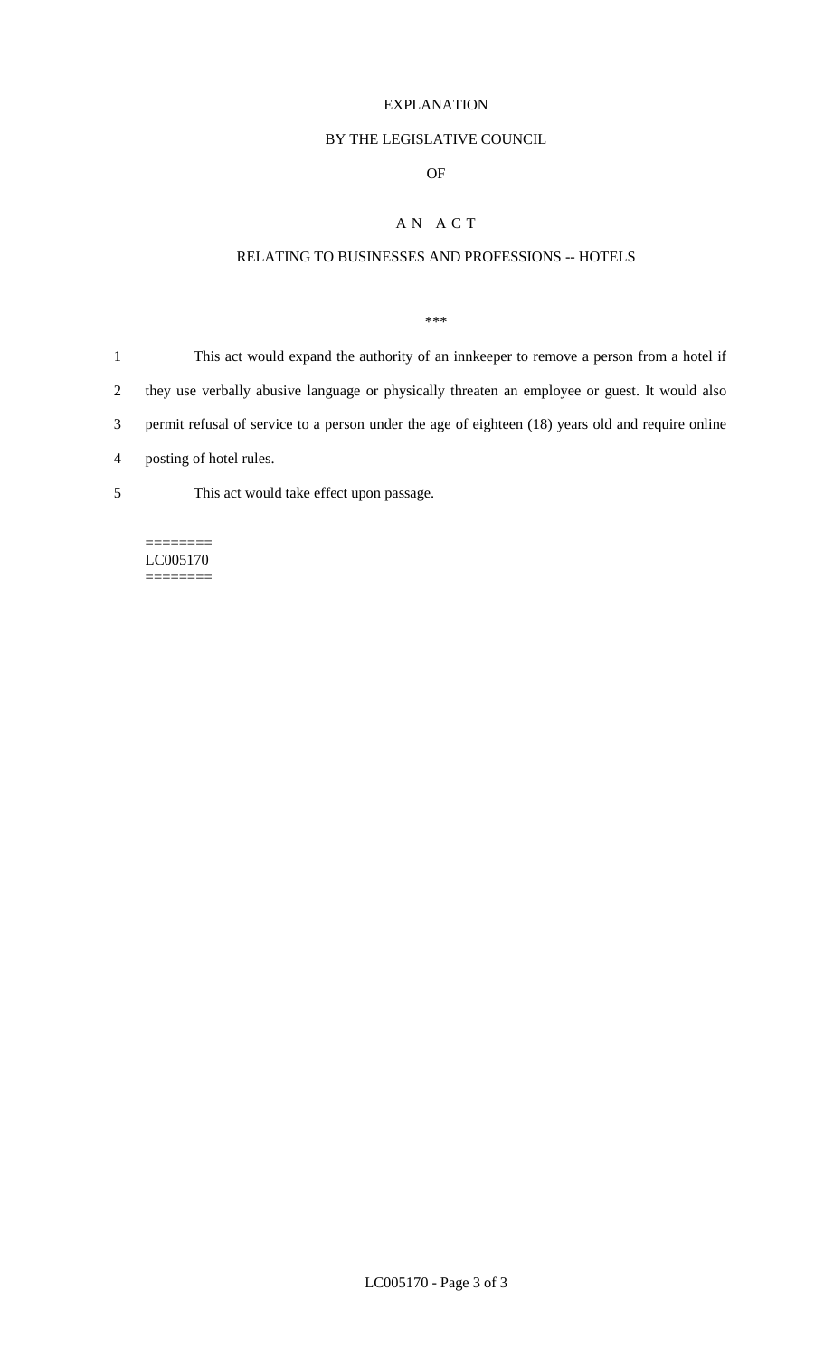EXPLANATION

BY THE LEGISLATIVE COUNCIL

OF

A N A C T

RELATING TO BUSINESSES AND PROFESSIONS -- HOTELS

\*\*\*

This act would expand the authority of an innkeeper to remove a person from a hotel if they use verbally abusive language or physically threaten an employee or guest. It would also permit refusal of service to a person under the age of eighteen (18) years old and require online posting of hotel rules.

This act would take effect upon passage.

========
LC005170
========